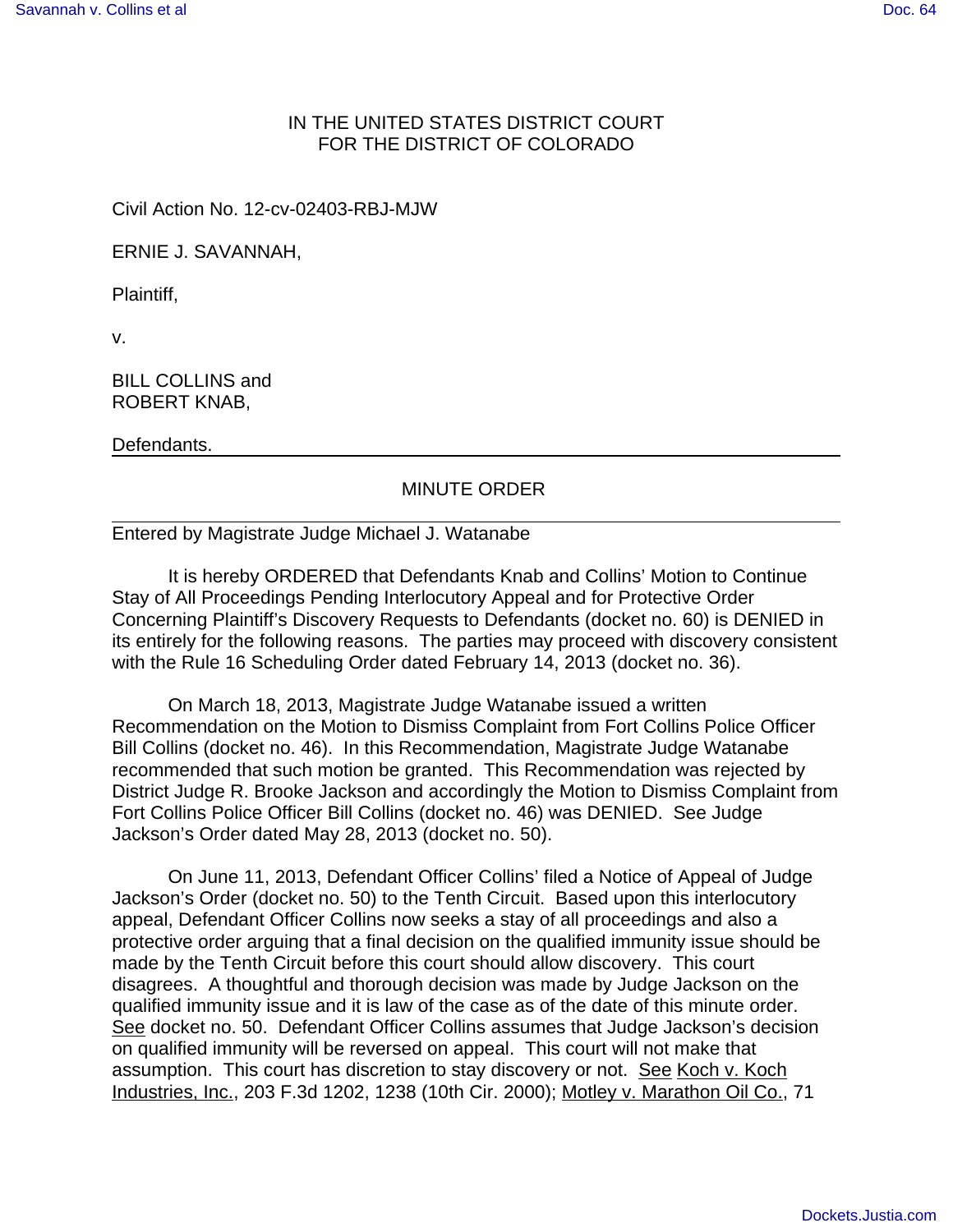IN THE UNITED STATES DISTRICT COURT
FOR THE DISTRICT OF COLORADO

Civil Action No. 12-cv-02403-RBJ-MJW

ERNIE J. SAVANNAH,

Plaintiff,

v.

BILL COLLINS and
ROBERT KNAB,

Defendants.

## MINUTE ORDER

Entered by Magistrate Judge Michael J. Watanabe

It is hereby ORDERED that Defendants Knab and Collins' Motion to Continue Stay of All Proceedings Pending Interlocutory Appeal and for Protective Order Concerning Plaintiff's Discovery Requests to Defendants (docket no. 60) is DENIED in its entirely for the following reasons. The parties may proceed with discovery consistent with the Rule 16 Scheduling Order dated February 14, 2013 (docket no. 36).

On March 18, 2013, Magistrate Judge Watanabe issued a written Recommendation on the Motion to Dismiss Complaint from Fort Collins Police Officer Bill Collins (docket no. 46). In this Recommendation, Magistrate Judge Watanabe recommended that such motion be granted. This Recommendation was rejected by District Judge R. Brooke Jackson and accordingly the Motion to Dismiss Complaint from Fort Collins Police Officer Bill Collins (docket no. 46) was DENIED. See Judge Jackson's Order dated May 28, 2013 (docket no. 50).

On June 11, 2013, Defendant Officer Collins' filed a Notice of Appeal of Judge Jackson's Order (docket no. 50) to the Tenth Circuit. Based upon this interlocutory appeal, Defendant Officer Collins now seeks a stay of all proceedings and also a protective order arguing that a final decision on the qualified immunity issue should be made by the Tenth Circuit before this court should allow discovery. This court disagrees. A thoughtful and thorough decision was made by Judge Jackson on the qualified immunity issue and it is law of the case as of the date of this minute order. See docket no. 50. Defendant Officer Collins assumes that Judge Jackson's decision on qualified immunity will be reversed on appeal. This court will not make that assumption. This court has discretion to stay discovery or not. See Koch v. Koch Industries, Inc., 203 F.3d 1202, 1238 (10th Cir. 2000); Motley v. Marathon Oil Co., 71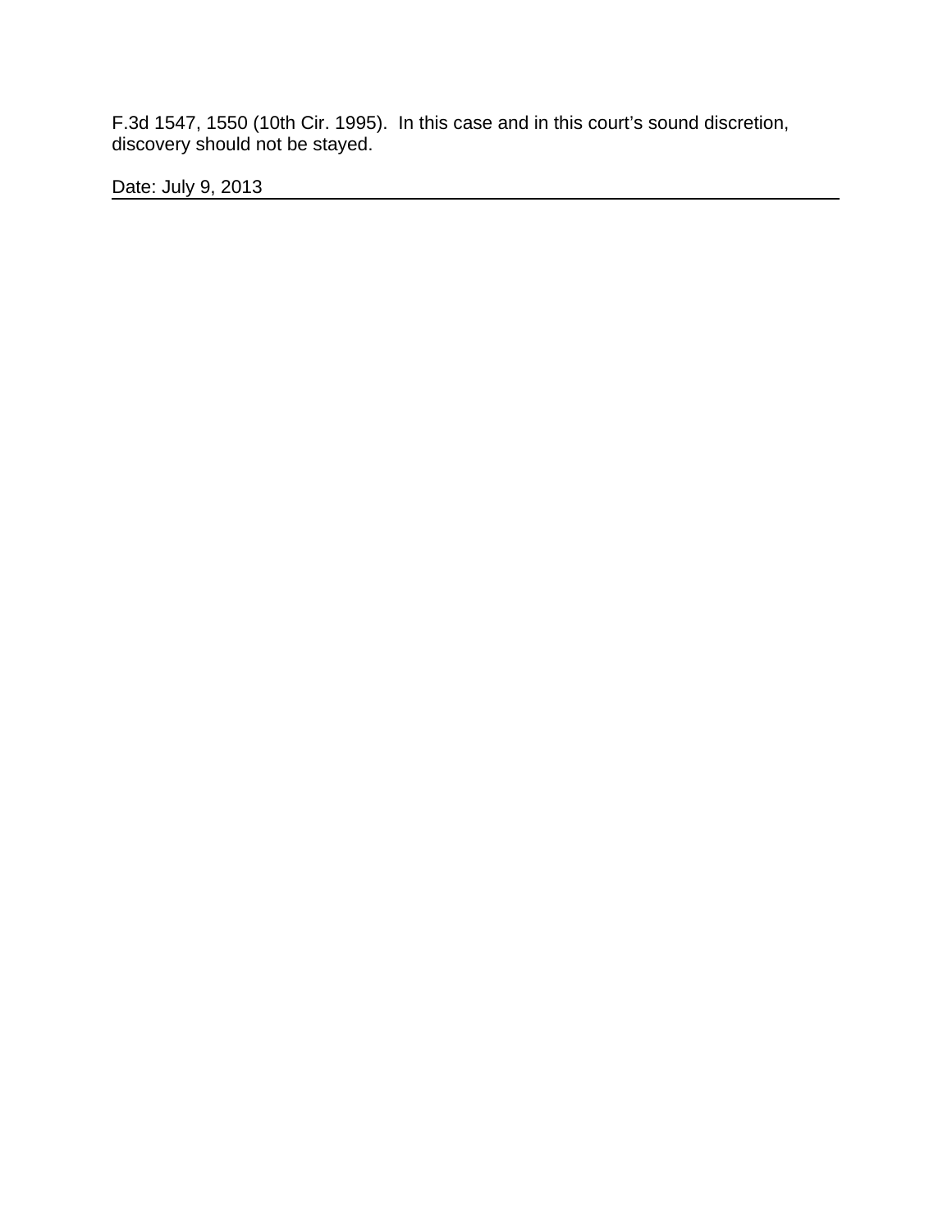F.3d 1547, 1550 (10th Cir. 1995). In this case and in this court's sound discretion, discovery should not be stayed.

Date: July 9, 2013